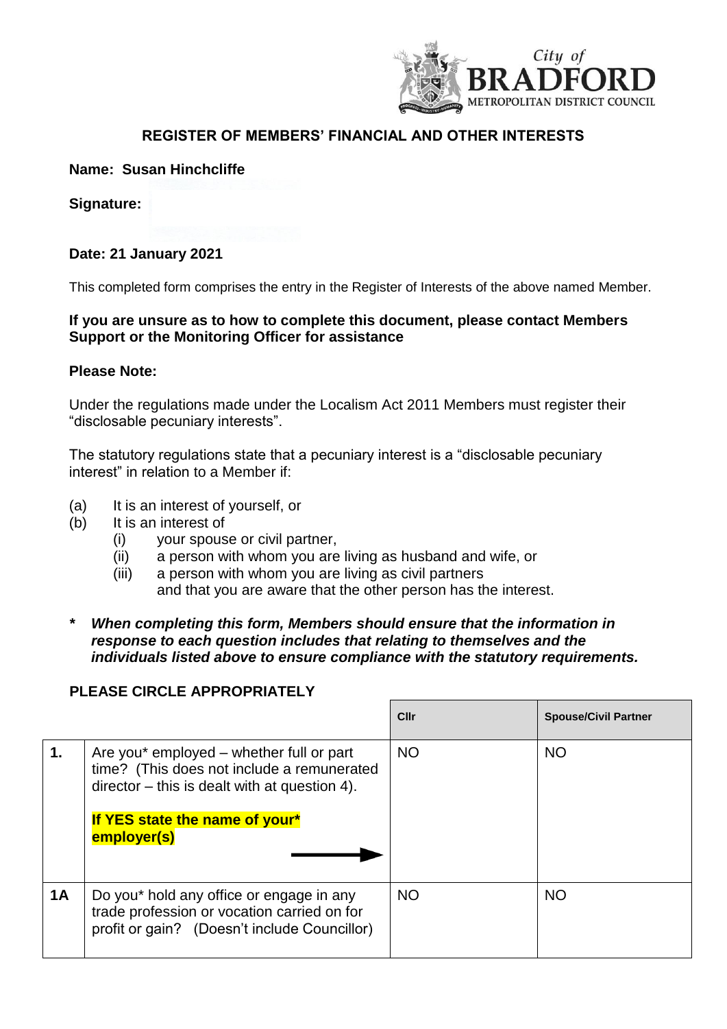City of BRADFORD METROPOLITAN DISTRICT COUNCIL

## REGISTER OF MEMBERS' FINANCIAL AND OTHER INTERESTS

**Name: Susan Hinchcliffe**

**Signature:**

**Date: 21 January 2021**

This completed form comprises the entry in the Register of Interests of the above named Member.

**If you are unsure as to how to complete this document, please contact Members Support or the Monitoring Officer for assistance**

**Please Note:**

Under the regulations made under the Localism Act 2011 Members must register their "disclosable pecuniary interests".

The statutory regulations state that a pecuniary interest is a "disclosable pecuniary interest" in relation to a Member if:

(a) It is an interest of yourself, or
(b) It is an interest of
 (i) your spouse or civil partner,
 (ii) a person with whom you are living as husband and wife, or
 (iii) a person with whom you are living as civil partners
 and that you are aware that the other person has the interest.

**\*** ***When completing this form, Members should ensure that the information in response to each question includes that relating to themselves and the individuals listed above to ensure compliance with the statutory requirements.***

**PLEASE CIRCLE APPROPRIATELY**

| | | Cllr | Spouse/Civil Partner |
|---|---|---|---|
| **1.** | Are you* employed – whether full or part time? (This does not include a remunerated director – this is dealt with at question 4).<br><br>**If YES state the name of your* employer(s)** → | NO | NO |
| **1A** | Do you* hold any office or engage in any trade profession or vocation carried on for profit or gain? (Doesn't include Councillor) | NO | NO |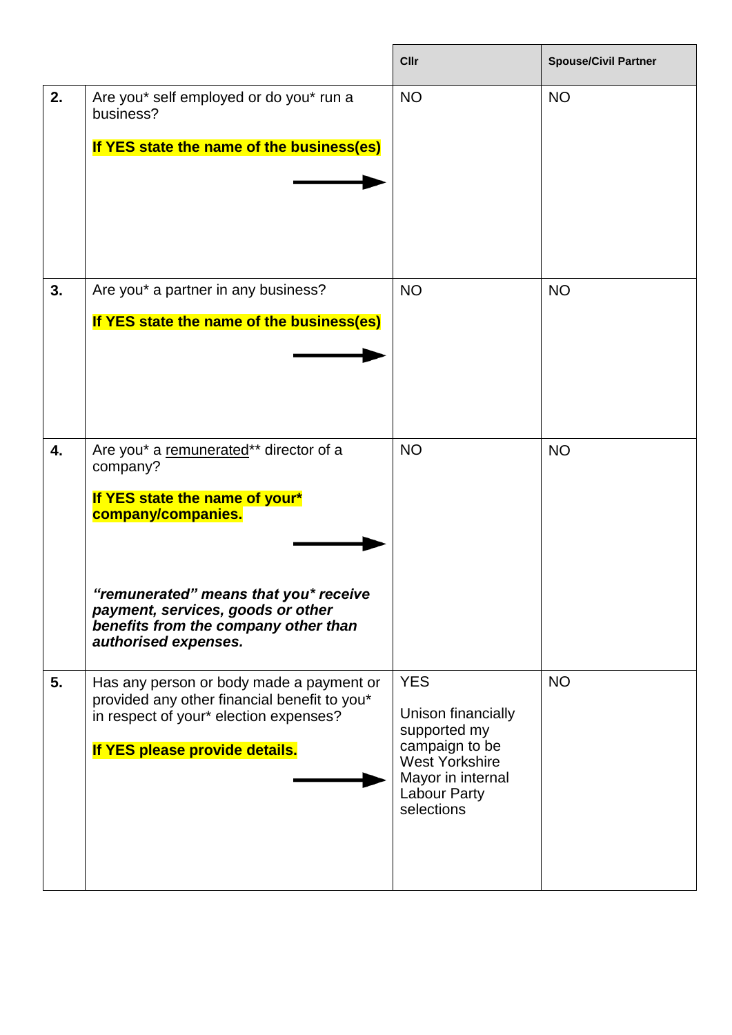| | | Cllr | Spouse/Civil Partner |
|---|---|---|---|
| **2.** | Are you* self employed or do you* run a business? **If YES state the name of the business(es)** | NO | NO |
| **3.** | Are you* a partner in any business? **If YES state the name of the business(es)** | NO | NO |
| **4.** | Are you* a remunerated** director of a company? **If YES state the name of your* company/companies.** ***"remunerated" means that you* receive payment, services, goods or other benefits from the company other than authorised expenses.*** | NO | NO |
| **5.** | Has any person or body made a payment or provided any other financial benefit to you* in respect of your* election expenses? **If YES please provide details.** | YES Unison financially supported my campaign to be West Yorkshire Mayor in internal Labour Party selections | NO |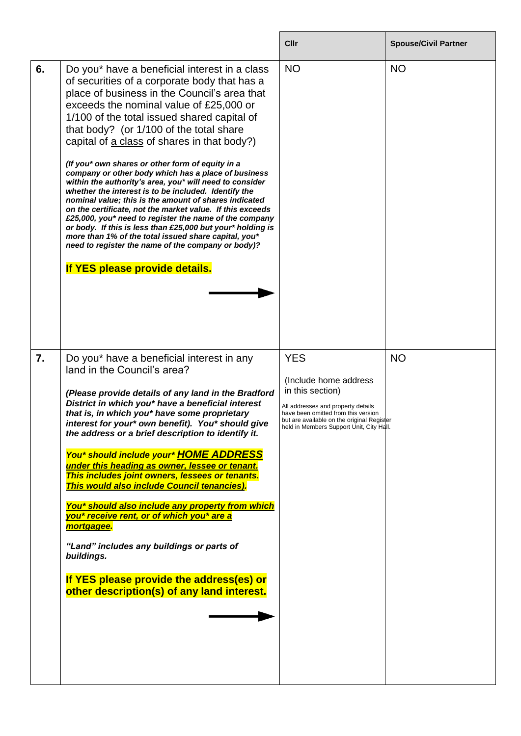| | | Cllr | Spouse/Civil Partner |
|---|---|---|---|
| **6.** | Do you* have a beneficial interest in a class of securities of a corporate body that has a place of business in the Council's area that exceeds the nominal value of £25,000 or 1/100 of the total issued shared capital of that body? (or 1/100 of the total share capital of a class of shares in that body?)<br><br>***(If you* own shares or other form of equity in a company or other body which has a place of business within the authority's area, you* will need to consider whether the interest is to be included. Identify the nominal value; this is the amount of shares indicated on the certificate, not the market value. If this exceeds £25,000, you* need to register the name of the company or body. If this is less than £25,000 but your* holding is more than 1% of the total issued share capital, you* need to register the name of the company or body)?***<br><br>**If YES please provide details.** → | NO | NO |
| **7.** | Do you* have a beneficial interest in any land in the Council's area?<br><br>***(Please provide details of any land in the Bradford District in which you* have a beneficial interest that is, in which you* have some proprietary interest for your* own benefit). You* should give the address or a brief description to identify it.***<br><br>***You* should include your* HOME ADDRESS under this heading as owner, lessee or tenant. This includes joint owners, lessees or tenants. This would also include Council tenancies).***<br><br>***You* should also include any property from which you* receive rent, or of which you* are a mortgagee.***<br><br>***"Land" includes any buildings or parts of buildings.***<br><br>**If YES please provide the address(es) or other description(s) of any land interest.** → | YES<br><br>(Include home address in this section)<br><br>All addresses and property details have been omitted from this version but are available on the original Register held in Members Support Unit, City Hall. | NO |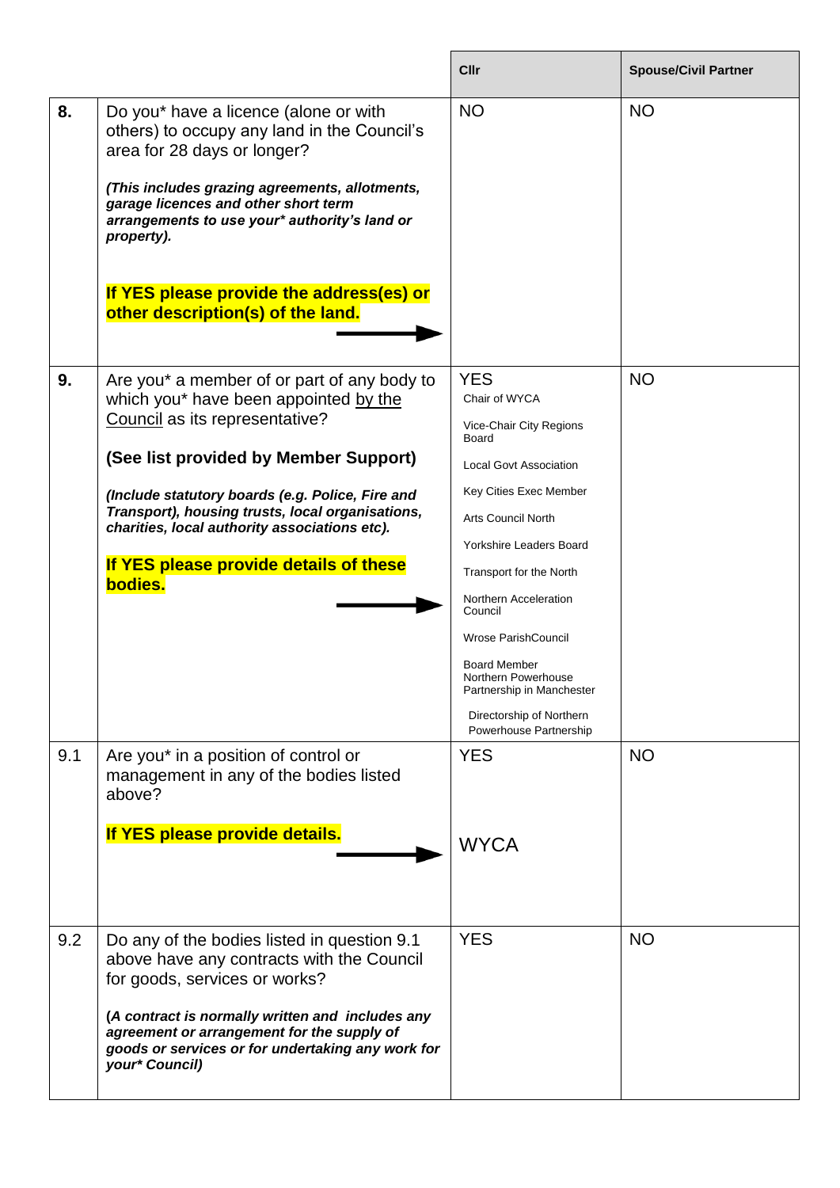| | | Cllr | Spouse/Civil Partner |
|---|---|---|---|
| **8.** | Do you* have a licence (alone or with others) to occupy any land in the Council's area for 28 days or longer?<br><br>***(This includes grazing agreements, allotments, garage licences and other short term arrangements to use your* authority's land or property).***<br><br>**If YES please provide the address(es) or other description(s) of the land.** | NO | NO |
| **9.** | Are you* a member of or part of any body to which you* have been appointed by the Council as its representative?<br><br>**(See list provided by Member Support)**<br><br>***(Include statutory boards (e.g. Police, Fire and Transport), housing trusts, local organisations, charities, local authority associations etc).***<br><br>**If YES please provide details of these bodies.** | YES<br>Chair of WYCA<br>Vice-Chair City Regions Board<br>Local Govt Association<br>Key Cities Exec Member<br>Arts Council North<br>Yorkshire Leaders Board<br>Transport for the North<br>Northern Acceleration Council<br>Wrose ParishCouncil<br>Board Member Northern Powerhouse Partnership in Manchester<br>Directorship of Northern Powerhouse Partnership | NO |
| 9.1 | Are you* in a position of control or management in any of the bodies listed above?<br><br>**If YES please provide details.** | YES<br><br>WYCA | NO |
| 9.2 | Do any of the bodies listed in question 9.1 above have any contracts with the Council for goods, services or works?<br><br>**(*A contract is normally written and includes any agreement or arrangement for the supply of goods or services or for undertaking any work for your* Council)*** | YES | NO |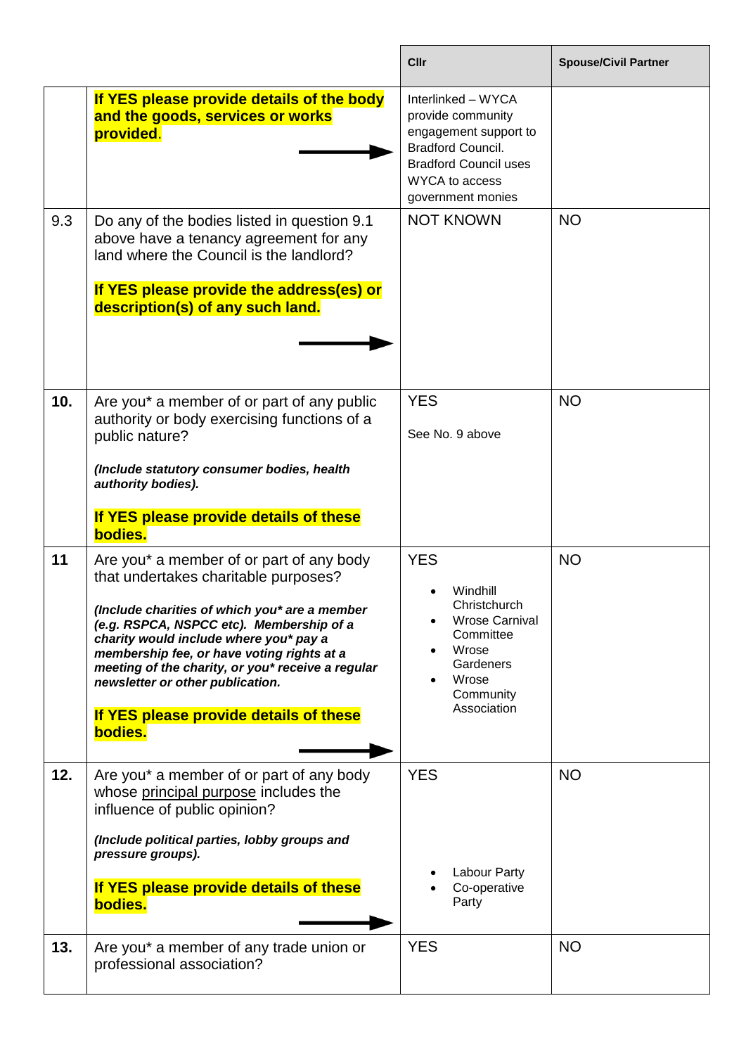| | | Cllr | Spouse/Civil Partner |
|---|---|---|---|
| | **If YES please provide details of the body and the goods, services or works provided.** | Interlinked – WYCA provide community engagement support to Bradford Council. Bradford Council uses WYCA to access government monies | |
| 9.3 | Do any of the bodies listed in question 9.1 above have a tenancy agreement for any land where the Council is the landlord?<br><br>**If YES please provide the address(es) or description(s) of any such land.** | NOT KNOWN | NO |
| **10.** | Are you* a member of or part of any public authority or body exercising functions of a public nature?<br><br>***(Include statutory consumer bodies, health authority bodies).***<br><br>**If YES please provide details of these bodies.** | YES<br><br>See No. 9 above | NO |
| **11** | Are you* a member of or part of any body that undertakes charitable purposes?<br><br>***(Include charities of which you* are a member (e.g. RSPCA, NSPCC etc). Membership of a charity would include where you* pay a membership fee, or have voting rights at a meeting of the charity, or you* receive a regular newsletter or other publication.***<br><br>**If YES please provide details of these bodies.** | YES<br><br>• Windhill Christchurch<br>• Wrose Carnival Committee<br>• Wrose Gardeners<br>• Wrose Community Association | NO |
| **12.** | Are you* a member of or part of any body whose <u>principal purpose</u> includes the influence of public opinion?<br><br>***(Include political parties, lobby groups and pressure groups).***<br><br>**If YES please provide details of these bodies.** | YES<br><br>• Labour Party<br>• Co-operative Party | NO |
| **13.** | Are you* a member of any trade union or professional association? | YES | NO |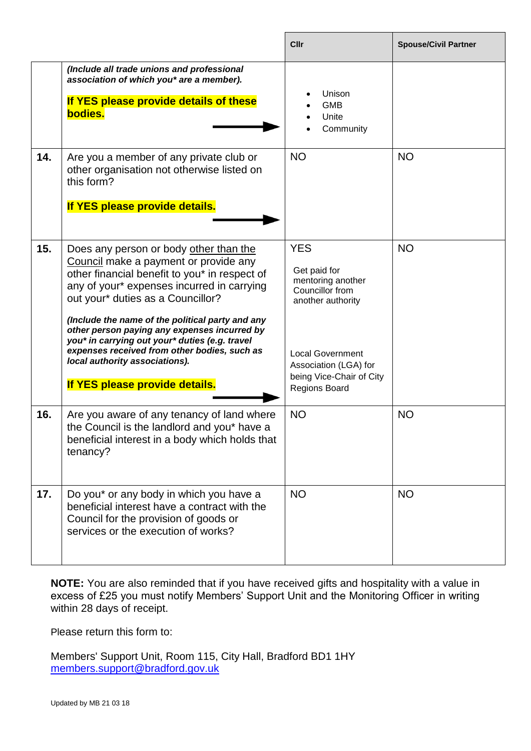| | | Cllr | Spouse/Civil Partner |
|---|---|---|---|
| | ***(Include all trade unions and professional association of which you* are a member).*** <br><br> **If YES please provide details of these bodies.** → | • Unison<br>• GMB<br>• Unite<br>• Community | |
| **14.** | Are you a member of any private club or other organisation not otherwise listed on this form? <br><br> **If YES please provide details.** → | NO | NO |
| **15.** | Does any person or body <u>other than the Council</u> make a payment or provide any other financial benefit to you* in respect of any of your* expenses incurred in carrying out your* duties as a Councillor? <br><br> ***(Include the name of the political party and any other person paying any expenses incurred by you* in carrying out your* duties (e.g. travel expenses received from other bodies, such as local authority associations).*** <br><br> **If YES please provide details.** → | YES <br><br> Get paid for mentoring another Councillor from another authority <br><br> Local Government Association (LGA) for being Vice-Chair of City Regions Board | NO |
| **16.** | Are you aware of any tenancy of land where the Council is the landlord and you* have a beneficial interest in a body which holds that tenancy? | NO | NO |
| **17.** | Do you* or any body in which you have a beneficial interest have a contract with the Council for the provision of goods or services or the execution of works? | NO | NO |

**NOTE:** You are also reminded that if you have received gifts and hospitality with a value in excess of £25 you must notify Members' Support Unit and the Monitoring Officer in writing within 28 days of receipt.

Please return this form to:

Members' Support Unit, Room 115, City Hall, Bradford BD1 1HY
members.support@bradford.gov.uk

Updated by MB 21 03 18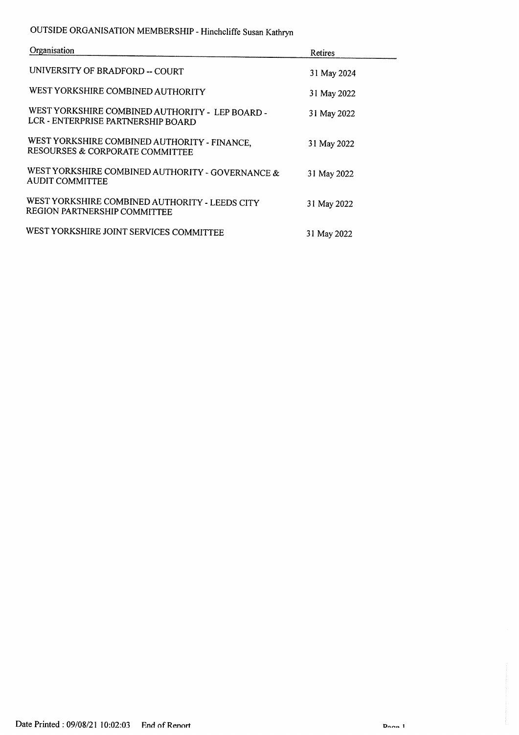OUTSIDE ORGANISATION MEMBERSHIP - Hinchcliffe Susan Kathryn

| Organisation | Retires |
|---|---|
| UNIVERSITY OF BRADFORD -- COURT | 31 May 2024 |
| WEST YORKSHIRE COMBINED AUTHORITY | 31 May 2022 |
| WEST YORKSHIRE COMBINED AUTHORITY - LEP BOARD - LCR - ENTERPRISE PARTNERSHIP BOARD | 31 May 2022 |
| WEST YORKSHIRE COMBINED AUTHORITY - FINANCE, RESOURSES & CORPORATE COMMITTEE | 31 May 2022 |
| WEST YORKSHIRE COMBINED AUTHORITY - GOVERNANCE & AUDIT COMMITTEE | 31 May 2022 |
| WEST YORKSHIRE COMBINED AUTHORITY - LEEDS CITY REGION PARTNERSHIP COMMITTEE | 31 May 2022 |
| WEST YORKSHIRE JOINT SERVICES COMMITTEE | 31 May 2022 |

Date Printed : 09/08/21 10:02:03 End of Report